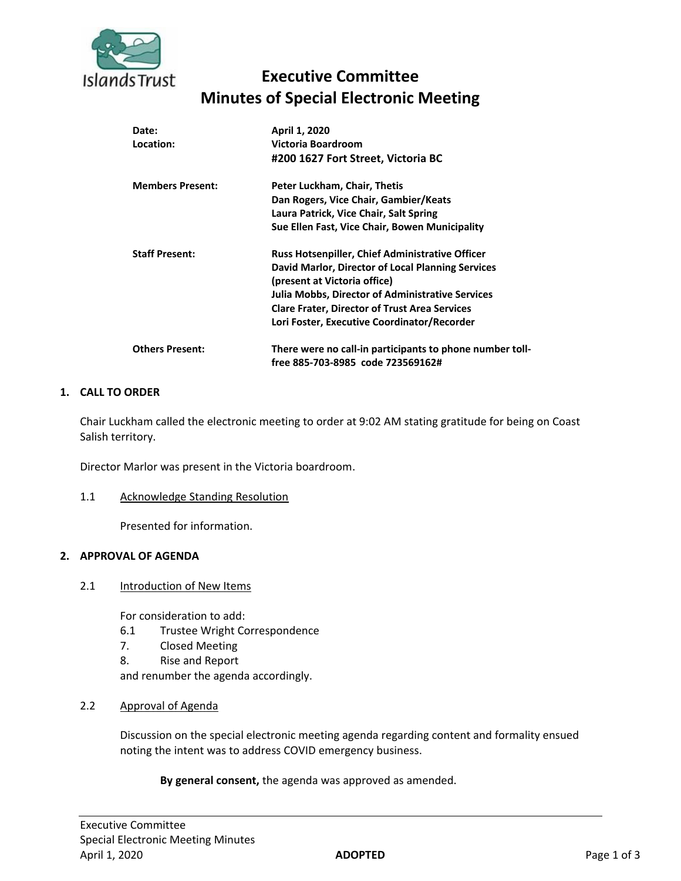Islands Trust

# Executive Committee
# Minutes of Special Electronic Meeting

| | |
|---|---|
| **Date:** | **April 1, 2020** |
| **Location:** | **Victoria Boardroom** |
| | **#200 1627 Fort Street, Victoria BC** |
| **Members Present:** | **Peter Luckham, Chair, Thetis** |
| | **Dan Rogers, Vice Chair, Gambier/Keats** |
| | **Laura Patrick, Vice Chair, Salt Spring** |
| | **Sue Ellen Fast, Vice Chair, Bowen Municipality** |
| **Staff Present:** | **Russ Hotsenpiller, Chief Administrative Officer** |
| | **David Marlor, Director of Local Planning Services (present at Victoria office)** |
| | **Julia Mobbs, Director of Administrative Services** |
| | **Clare Frater, Director of Trust Area Services** |
| | **Lori Foster, Executive Coordinator/Recorder** |
| **Others Present:** | **There were no call-in participants to phone number toll-free 885-703-8985 code 723569162#** |

## 1. CALL TO ORDER

Chair Luckham called the electronic meeting to order at 9:02 AM stating gratitude for being on Coast Salish territory.

Director Marlor was present in the Victoria boardroom.

### 1.1 Acknowledge Standing Resolution

Presented for information.

## 2. APPROVAL OF AGENDA

### 2.1 Introduction of New Items

For consideration to add:

6.1 Trustee Wright Correspondence
7. Closed Meeting
8. Rise and Report

and renumber the agenda accordingly.

### 2.2 Approval of Agenda

Discussion on the special electronic meeting agenda regarding content and formality ensued noting the intent was to address COVID emergency business.

**By general consent,** the agenda was approved as amended.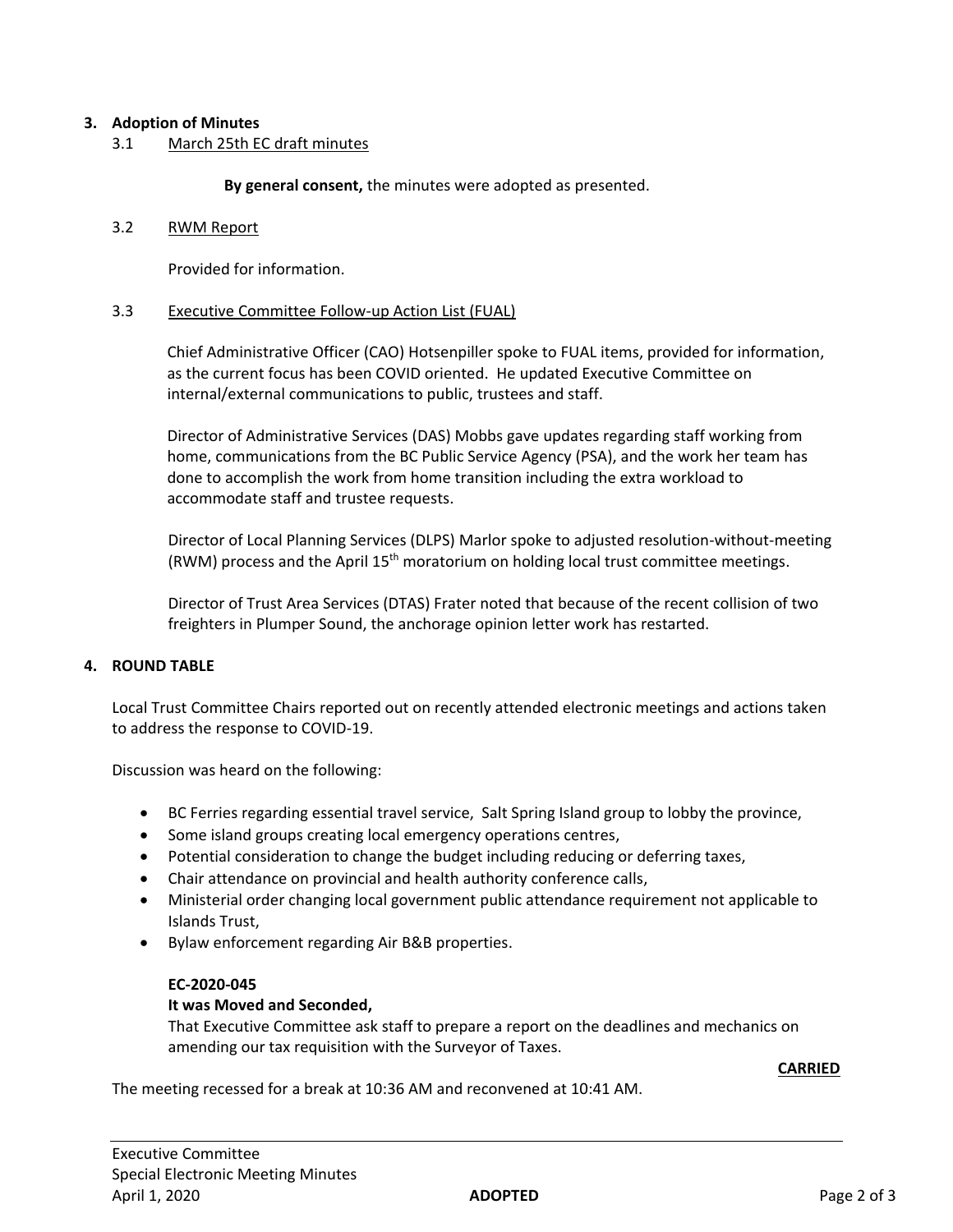## 3. Adoption of Minutes

### 3.1 March 25th EC draft minutes

**By general consent,** the minutes were adopted as presented.

### 3.2 RWM Report

Provided for information.

### 3.3 Executive Committee Follow-up Action List (FUAL)

Chief Administrative Officer (CAO) Hotsenpiller spoke to FUAL items, provided for information, as the current focus has been COVID oriented. He updated Executive Committee on internal/external communications to public, trustees and staff.

Director of Administrative Services (DAS) Mobbs gave updates regarding staff working from home, communications from the BC Public Service Agency (PSA), and the work her team has done to accomplish the work from home transition including the extra workload to accommodate staff and trustee requests.

Director of Local Planning Services (DLPS) Marlor spoke to adjusted resolution-without-meeting (RWM) process and the April 15th moratorium on holding local trust committee meetings.

Director of Trust Area Services (DTAS) Frater noted that because of the recent collision of two freighters in Plumper Sound, the anchorage opinion letter work has restarted.

## 4. ROUND TABLE

Local Trust Committee Chairs reported out on recently attended electronic meetings and actions taken to address the response to COVID-19.

Discussion was heard on the following:

- BC Ferries regarding essential travel service, Salt Spring Island group to lobby the province,
- Some island groups creating local emergency operations centres,
- Potential consideration to change the budget including reducing or deferring taxes,
- Chair attendance on provincial and health authority conference calls,
- Ministerial order changing local government public attendance requirement not applicable to Islands Trust,
- Bylaw enforcement regarding Air B&B properties.

**EC-2020-045**

**It was Moved and Seconded,**

That Executive Committee ask staff to prepare a report on the deadlines and mechanics on amending our tax requisition with the Surveyor of Taxes.

**CARRIED**

The meeting recessed for a break at 10:36 AM and reconvened at 10:41 AM.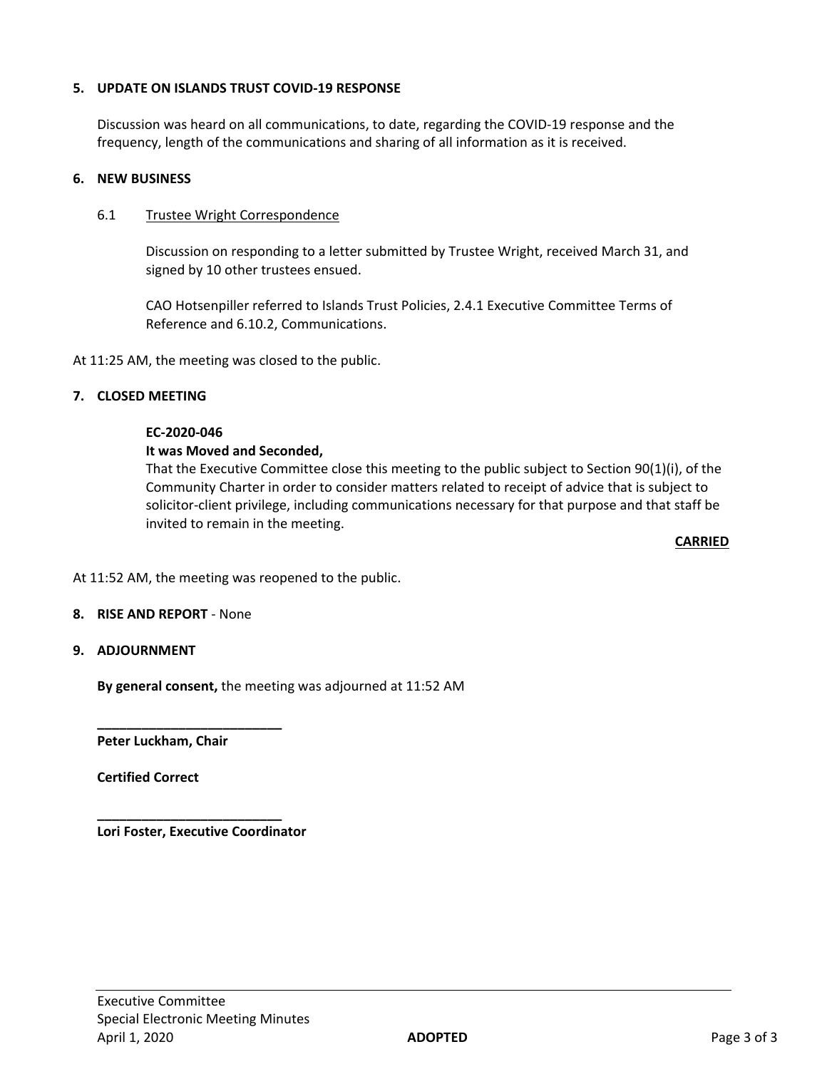**5. UPDATE ON ISLANDS TRUST COVID-19 RESPONSE**

Discussion was heard on all communications, to date, regarding the COVID-19 response and the frequency, length of the communications and sharing of all information as it is received.

**6. NEW BUSINESS**

6.1 Trustee Wright Correspondence

Discussion on responding to a letter submitted by Trustee Wright, received March 31, and signed by 10 other trustees ensued.

CAO Hotsenpiller referred to Islands Trust Policies, 2.4.1 Executive Committee Terms of Reference and 6.10.2, Communications.

At 11:25 AM, the meeting was closed to the public.

**7. CLOSED MEETING**

**EC-2020-046**
**It was Moved and Seconded,**
That the Executive Committee close this meeting to the public subject to Section 90(1)(i), of the Community Charter in order to consider matters related to receipt of advice that is subject to solicitor-client privilege, including communications necessary for that purpose and that staff be invited to remain in the meeting.

**CARRIED**

At 11:52 AM, the meeting was reopened to the public.

**8. RISE AND REPORT** - None

**9. ADJOURNMENT**

**By general consent,** the meeting was adjourned at 11:52 AM

**_________________________**
**Peter Luckham, Chair**

**Certified Correct**

**_________________________**
**Lori Foster, Executive Coordinator**

Executive Committee
Special Electronic Meeting Minutes
April 1, 2020 **ADOPTED**